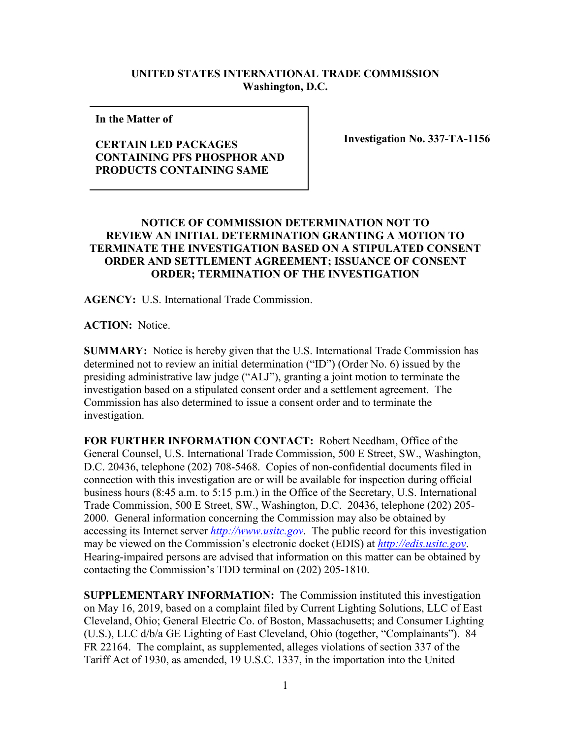**UNITED STATES INTERNATIONAL TRADE COMMISSION**
**Washington, D.C.**

| In the Matter of<br><br>**CERTAIN LED PACKAGES CONTAINING PFS PHOSPHOR AND PRODUCTS CONTAINING SAME** | **Investigation No. 337-TA-1156** |
|---|---|

**In the Matter of**

**CERTAIN LED PACKAGES CONTAINING PFS PHOSPHOR AND PRODUCTS CONTAINING SAME**

**Investigation No. 337-TA-1156**

## NOTICE OF COMMISSION DETERMINATION NOT TO REVIEW AN INITIAL DETERMINATION GRANTING A MOTION TO TERMINATE THE INVESTIGATION BASED ON A STIPULATED CONSENT ORDER AND SETTLEMENT AGREEMENT; ISSUANCE OF CONSENT ORDER; TERMINATION OF THE INVESTIGATION

**AGENCY:** U.S. International Trade Commission.

**ACTION:** Notice.

**SUMMARY:** Notice is hereby given that the U.S. International Trade Commission has determined not to review an initial determination ("ID") (Order No. 6) issued by the presiding administrative law judge ("ALJ"), granting a joint motion to terminate the investigation based on a stipulated consent order and a settlement agreement. The Commission has also determined to issue a consent order and to terminate the investigation.

**FOR FURTHER INFORMATION CONTACT:** Robert Needham, Office of the General Counsel, U.S. International Trade Commission, 500 E Street, SW., Washington, D.C. 20436, telephone (202) 708-5468. Copies of non-confidential documents filed in connection with this investigation are or will be available for inspection during official business hours (8:45 a.m. to 5:15 p.m.) in the Office of the Secretary, U.S. International Trade Commission, 500 E Street, SW., Washington, D.C. 20436, telephone (202) 205-2000. General information concerning the Commission may also be obtained by accessing its Internet server *http://www.usitc.gov*. The public record for this investigation may be viewed on the Commission's electronic docket (EDIS) at *http://edis.usitc.gov*. Hearing-impaired persons are advised that information on this matter can be obtained by contacting the Commission's TDD terminal on (202) 205-1810.

**SUPPLEMENTARY INFORMATION:** The Commission instituted this investigation on May 16, 2019, based on a complaint filed by Current Lighting Solutions, LLC of East Cleveland, Ohio; General Electric Co. of Boston, Massachusetts; and Consumer Lighting (U.S.), LLC d/b/a GE Lighting of East Cleveland, Ohio (together, "Complainants"). 84 FR 22164. The complaint, as supplemented, alleges violations of section 337 of the Tariff Act of 1930, as amended, 19 U.S.C. 1337, in the importation into the United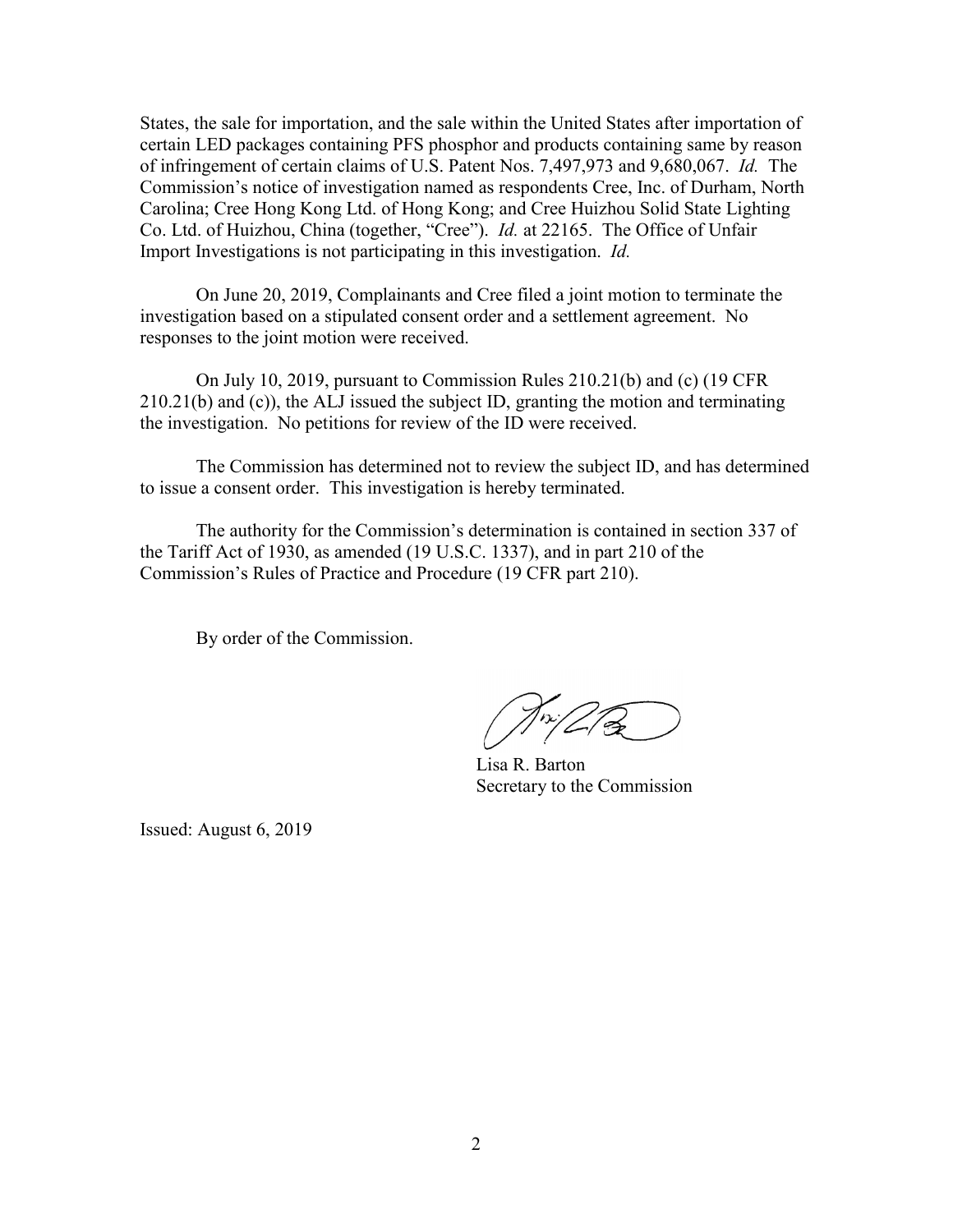States, the sale for importation, and the sale within the United States after importation of certain LED packages containing PFS phosphor and products containing same by reason of infringement of certain claims of U.S. Patent Nos. 7,497,973 and 9,680,067. *Id.* The Commission's notice of investigation named as respondents Cree, Inc. of Durham, North Carolina; Cree Hong Kong Ltd. of Hong Kong; and Cree Huizhou Solid State Lighting Co. Ltd. of Huizhou, China (together, "Cree"). *Id.* at 22165. The Office of Unfair Import Investigations is not participating in this investigation. *Id.*

On June 20, 2019, Complainants and Cree filed a joint motion to terminate the investigation based on a stipulated consent order and a settlement agreement. No responses to the joint motion were received.

On July 10, 2019, pursuant to Commission Rules 210.21(b) and (c) (19 CFR 210.21(b) and (c)), the ALJ issued the subject ID, granting the motion and terminating the investigation. No petitions for review of the ID were received.

The Commission has determined not to review the subject ID, and has determined to issue a consent order. This investigation is hereby terminated.

The authority for the Commission's determination is contained in section 337 of the Tariff Act of 1930, as amended (19 U.S.C. 1337), and in part 210 of the Commission's Rules of Practice and Procedure (19 CFR part 210).

By order of the Commission.

Lisa R. Barton
Secretary to the Commission

Issued: August 6, 2019